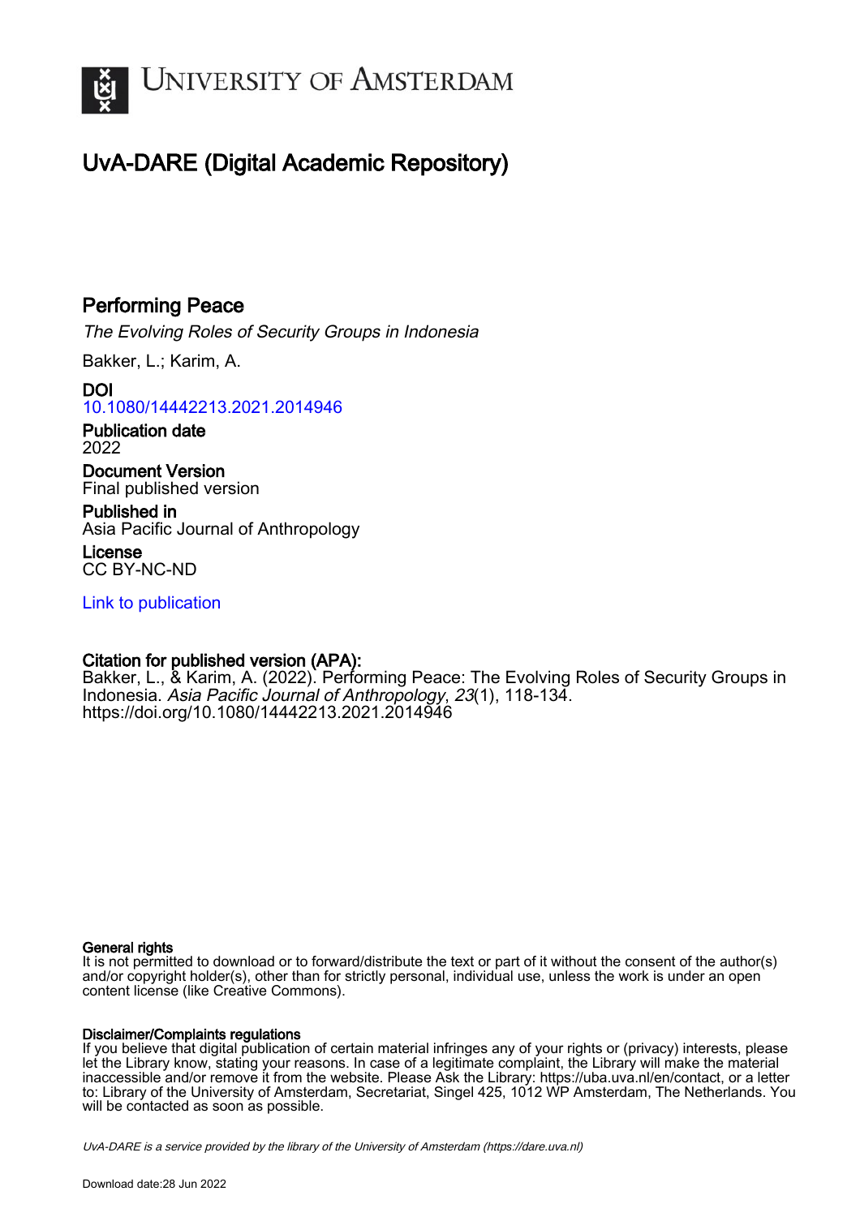# University of Amsterdam

## UvA-DARE (Digital Academic Repository)

## Performing Peace

*The Evolving Roles of Security Groups in Indonesia*

Bakker, L.; Karim, A.

**DOI**
10.1080/14442213.2021.2014946

**Publication date**
2022

**Document Version**
Final published version

**Published in**
Asia Pacific Journal of Anthropology

**License**
CC BY-NC-ND

Link to publication

**Citation for published version (APA):**
Bakker, L., & Karim, A. (2022). Performing Peace: The Evolving Roles of Security Groups in Indonesia. *Asia Pacific Journal of Anthropology*, *23*(1), 118-134. https://doi.org/10.1080/14442213.2021.2014946

**General rights**
It is not permitted to download or to forward/distribute the text or part of it without the consent of the author(s) and/or copyright holder(s), other than for strictly personal, individual use, unless the work is under an open content license (like Creative Commons).

**Disclaimer/Complaints regulations**
If you believe that digital publication of certain material infringes any of your rights or (privacy) interests, please let the Library know, stating your reasons. In case of a legitimate complaint, the Library will make the material inaccessible and/or remove it from the website. Please Ask the Library: https://uba.uva.nl/en/contact, or a letter to: Library of the University of Amsterdam, Secretariat, Singel 425, 1012 WP Amsterdam, The Netherlands. You will be contacted as soon as possible.

*UvA-DARE is a service provided by the library of the University of Amsterdam (https://dare.uva.nl)*

Download date:28 Jun 2022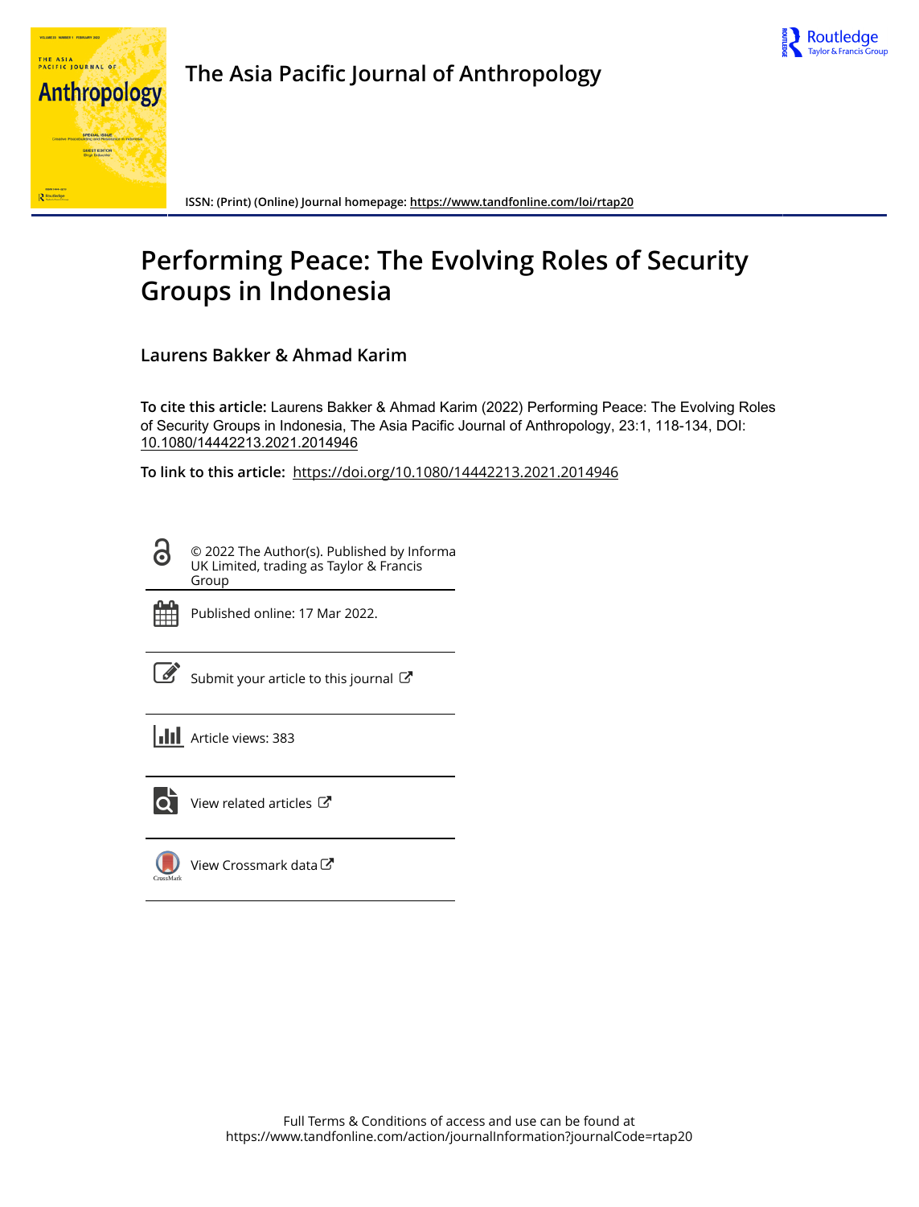# Performing Peace: The Evolving Roles of Security Groups in Indonesia

**Laurens Bakker & Ahmad Karim**

**To cite this article:** Laurens Bakker & Ahmad Karim (2022) Performing Peace: The Evolving Roles of Security Groups in Indonesia, The Asia Pacific Journal of Anthropology, 23:1, 118-134, DOI: 10.1080/14442213.2021.2014946

**To link to this article:** https://doi.org/10.1080/14442213.2021.2014946

© 2022 The Author(s). Published by Informa UK Limited, trading as Taylor & Francis Group

Published online: 17 Mar 2022.

Submit your article to this journal

Article views: 383

View related articles

View Crossmark data

Full Terms & Conditions of access and use can be found at https://www.tandfonline.com/action/journalInformation?journalCode=rtap20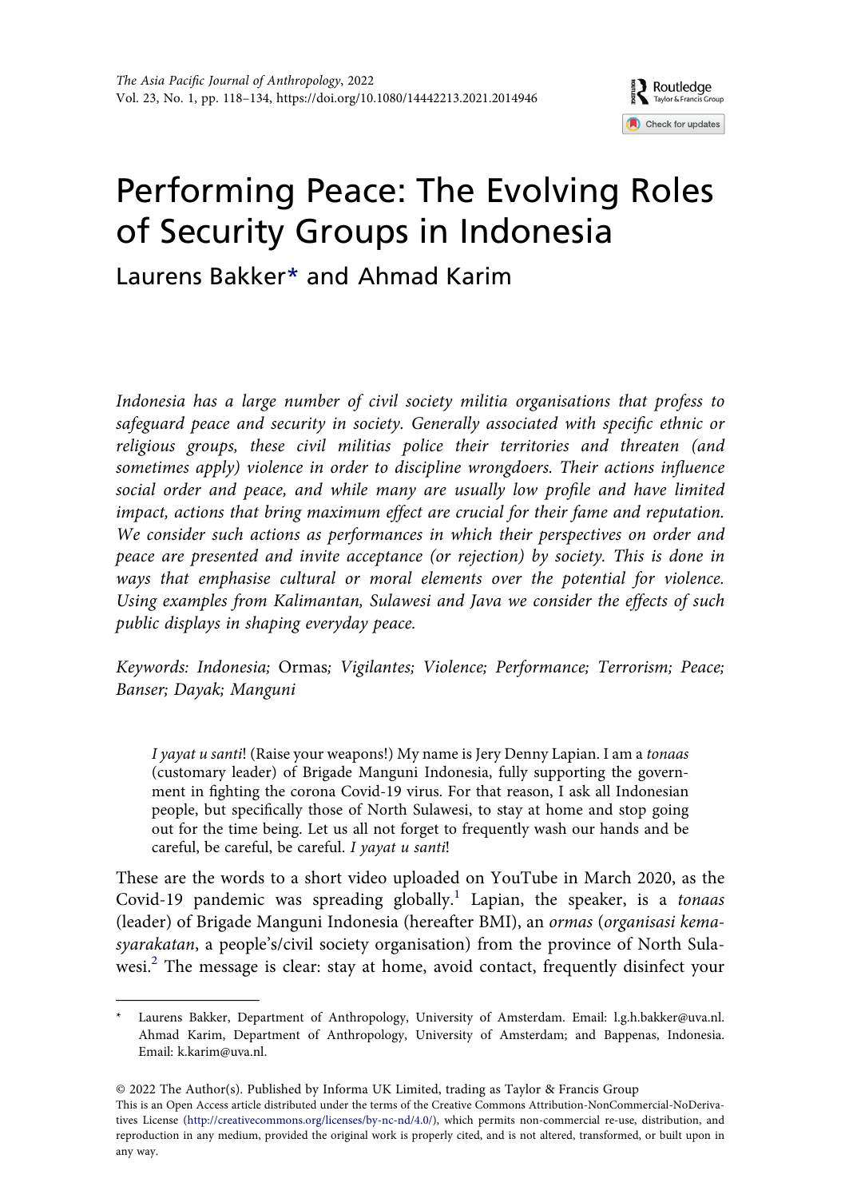# Performing Peace: The Evolving Roles of Security Groups in Indonesia

Laurens Bakker* and Ahmad Karim

*Indonesia has a large number of civil society militia organisations that profess to safeguard peace and security in society. Generally associated with specific ethnic or religious groups, these civil militias police their territories and threaten (and sometimes apply) violence in order to discipline wrongdoers. Their actions influence social order and peace, and while many are usually low profile and have limited impact, actions that bring maximum effect are crucial for their fame and reputation. We consider such actions as performances in which their perspectives on order and peace are presented and invite acceptance (or rejection) by society. This is done in ways that emphasise cultural or moral elements over the potential for violence. Using examples from Kalimantan, Sulawesi and Java we consider the effects of such public displays in shaping everyday peace.*

*Keywords: Indonesia;* Ormas*; Vigilantes; Violence; Performance; Terrorism; Peace; Banser; Dayak; Manguni*

> *I yayat u santi*! (Raise your weapons!) My name is Jery Denny Lapian. I am a *tonaas* (customary leader) of Brigade Manguni Indonesia, fully supporting the government in fighting the corona Covid-19 virus. For that reason, I ask all Indonesian people, but specifically those of North Sulawesi, to stay at home and stop going out for the time being. Let us all not forget to frequently wash our hands and be careful, be careful, be careful. *I yayat u santi*!

These are the words to a short video uploaded on YouTube in March 2020, as the Covid-19 pandemic was spreading globally.[1] Lapian, the speaker, is a *tonaas* (leader) of Brigade Manguni Indonesia (hereafter BMI), an *ormas* (*organisasi kemasyarakatan*, a people's/civil society organisation) from the province of North Sulawesi.[2] The message is clear: stay at home, avoid contact, frequently disinfect your

---

\* Laurens Bakker, Department of Anthropology, University of Amsterdam. Email: l.g.h.bakker@uva.nl. Ahmad Karim, Department of Anthropology, University of Amsterdam; and Bappenas, Indonesia. Email: k.karim@uva.nl.

© 2022 The Author(s). Published by Informa UK Limited, trading as Taylor & Francis Group
This is an Open Access article distributed under the terms of the Creative Commons Attribution-NonCommercial-NoDerivatives License (http://creativecommons.org/licenses/by-nc-nd/4.0/), which permits non-commercial re-use, distribution, and reproduction in any medium, provided the original work is properly cited, and is not altered, transformed, or built upon in any way.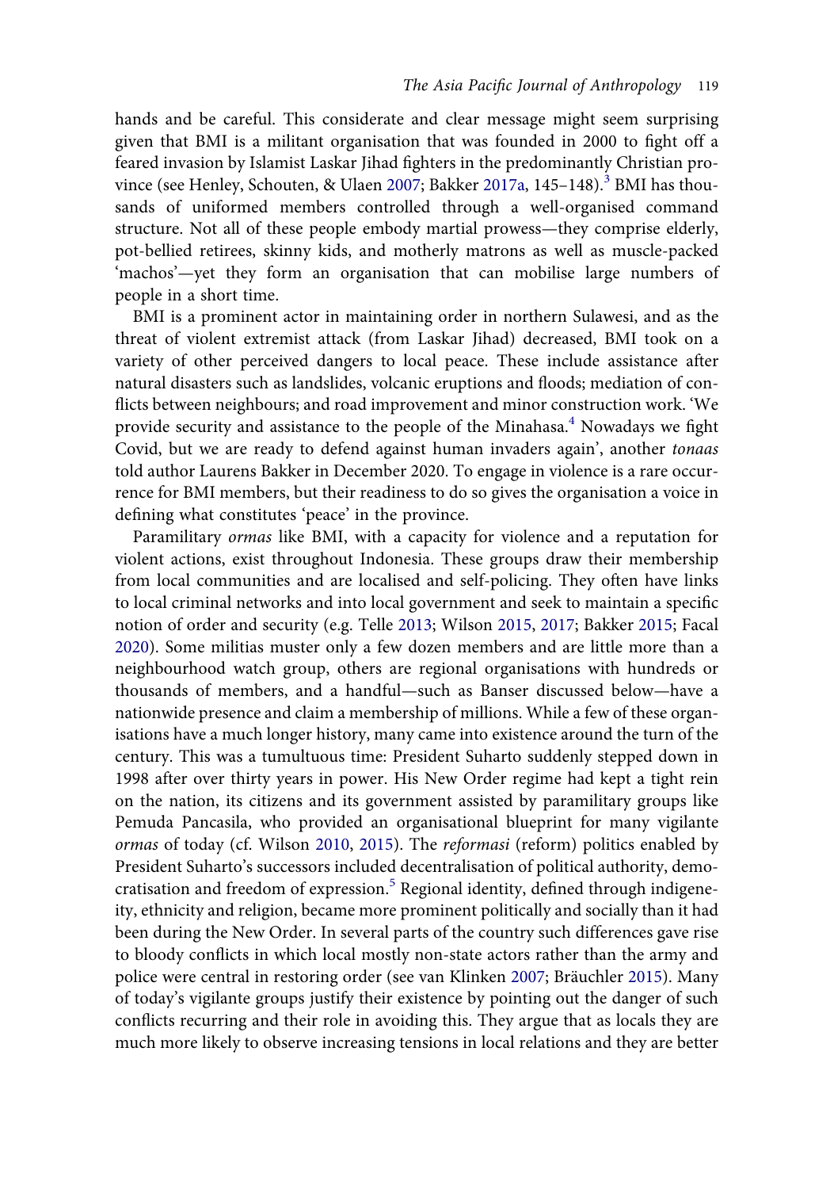hands and be careful. This considerate and clear message might seem surprising given that BMI is a militant organisation that was founded in 2000 to fight off a feared invasion by Islamist Laskar Jihad fighters in the predominantly Christian province (see Henley, Schouten, & Ulaen 2007; Bakker 2017a, 145–148).[3] BMI has thousands of uniformed members controlled through a well-organised command structure. Not all of these people embody martial prowess—they comprise elderly, pot-bellied retirees, skinny kids, and motherly matrons as well as muscle-packed 'machos'—yet they form an organisation that can mobilise large numbers of people in a short time.

BMI is a prominent actor in maintaining order in northern Sulawesi, and as the threat of violent extremist attack (from Laskar Jihad) decreased, BMI took on a variety of other perceived dangers to local peace. These include assistance after natural disasters such as landslides, volcanic eruptions and floods; mediation of conflicts between neighbours; and road improvement and minor construction work. 'We provide security and assistance to the people of the Minahasa.[4] Nowadays we fight Covid, but we are ready to defend against human invaders again', another *tonaas* told author Laurens Bakker in December 2020. To engage in violence is a rare occurrence for BMI members, but their readiness to do so gives the organisation a voice in defining what constitutes 'peace' in the province.

Paramilitary *ormas* like BMI, with a capacity for violence and a reputation for violent actions, exist throughout Indonesia. These groups draw their membership from local communities and are localised and self-policing. They often have links to local criminal networks and into local government and seek to maintain a specific notion of order and security (e.g. Telle 2013; Wilson 2015, 2017; Bakker 2015; Facal 2020). Some militias muster only a few dozen members and are little more than a neighbourhood watch group, others are regional organisations with hundreds or thousands of members, and a handful—such as Banser discussed below—have a nationwide presence and claim a membership of millions. While a few of these organisations have a much longer history, many came into existence around the turn of the century. This was a tumultuous time: President Suharto suddenly stepped down in 1998 after over thirty years in power. His New Order regime had kept a tight rein on the nation, its citizens and its government assisted by paramilitary groups like Pemuda Pancasila, who provided an organisational blueprint for many vigilante *ormas* of today (cf. Wilson 2010, 2015). The *reformasi* (reform) politics enabled by President Suharto's successors included decentralisation of political authority, democratisation and freedom of expression.[5] Regional identity, defined through indigeneity, ethnicity and religion, became more prominent politically and socially than it had been during the New Order. In several parts of the country such differences gave rise to bloody conflicts in which local mostly non-state actors rather than the army and police were central in restoring order (see van Klinken 2007; Bräuchler 2015). Many of today's vigilante groups justify their existence by pointing out the danger of such conflicts recurring and their role in avoiding this. They argue that as locals they are much more likely to observe increasing tensions in local relations and they are better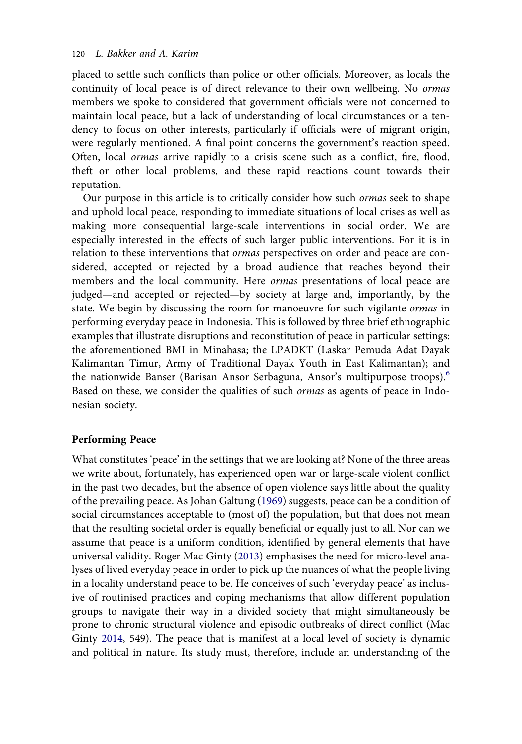placed to settle such conflicts than police or other officials. Moreover, as locals the continuity of local peace is of direct relevance to their own wellbeing. No *ormas* members we spoke to considered that government officials were not concerned to maintain local peace, but a lack of understanding of local circumstances or a tendency to focus on other interests, particularly if officials were of migrant origin, were regularly mentioned. A final point concerns the government's reaction speed. Often, local *ormas* arrive rapidly to a crisis scene such as a conflict, fire, flood, theft or other local problems, and these rapid reactions count towards their reputation.

Our purpose in this article is to critically consider how such *ormas* seek to shape and uphold local peace, responding to immediate situations of local crises as well as making more consequential large-scale interventions in social order. We are especially interested in the effects of such larger public interventions. For it is in relation to these interventions that *ormas* perspectives on order and peace are considered, accepted or rejected by a broad audience that reaches beyond their members and the local community. Here *ormas* presentations of local peace are judged—and accepted or rejected—by society at large and, importantly, by the state. We begin by discussing the room for manoeuvre for such vigilante *ormas* in performing everyday peace in Indonesia. This is followed by three brief ethnographic examples that illustrate disruptions and reconstitution of peace in particular settings: the aforementioned BMI in Minahasa; the LPADKT (Laskar Pemuda Adat Dayak Kalimantan Timur, Army of Traditional Dayak Youth in East Kalimantan); and the nationwide Banser (Barisan Ansor Serbaguna, Ansor's multipurpose troops).[6] Based on these, we consider the qualities of such *ormas* as agents of peace in Indonesian society.

## Performing Peace

What constitutes 'peace' in the settings that we are looking at? None of the three areas we write about, fortunately, has experienced open war or large-scale violent conflict in the past two decades, but the absence of open violence says little about the quality of the prevailing peace. As Johan Galtung (1969) suggests, peace can be a condition of social circumstances acceptable to (most of) the population, but that does not mean that the resulting societal order is equally beneficial or equally just to all. Nor can we assume that peace is a uniform condition, identified by general elements that have universal validity. Roger Mac Ginty (2013) emphasises the need for micro-level analyses of lived everyday peace in order to pick up the nuances of what the people living in a locality understand peace to be. He conceives of such 'everyday peace' as inclusive of routinised practices and coping mechanisms that allow different population groups to navigate their way in a divided society that might simultaneously be prone to chronic structural violence and episodic outbreaks of direct conflict (Mac Ginty 2014, 549). The peace that is manifest at a local level of society is dynamic and political in nature. Its study must, therefore, include an understanding of the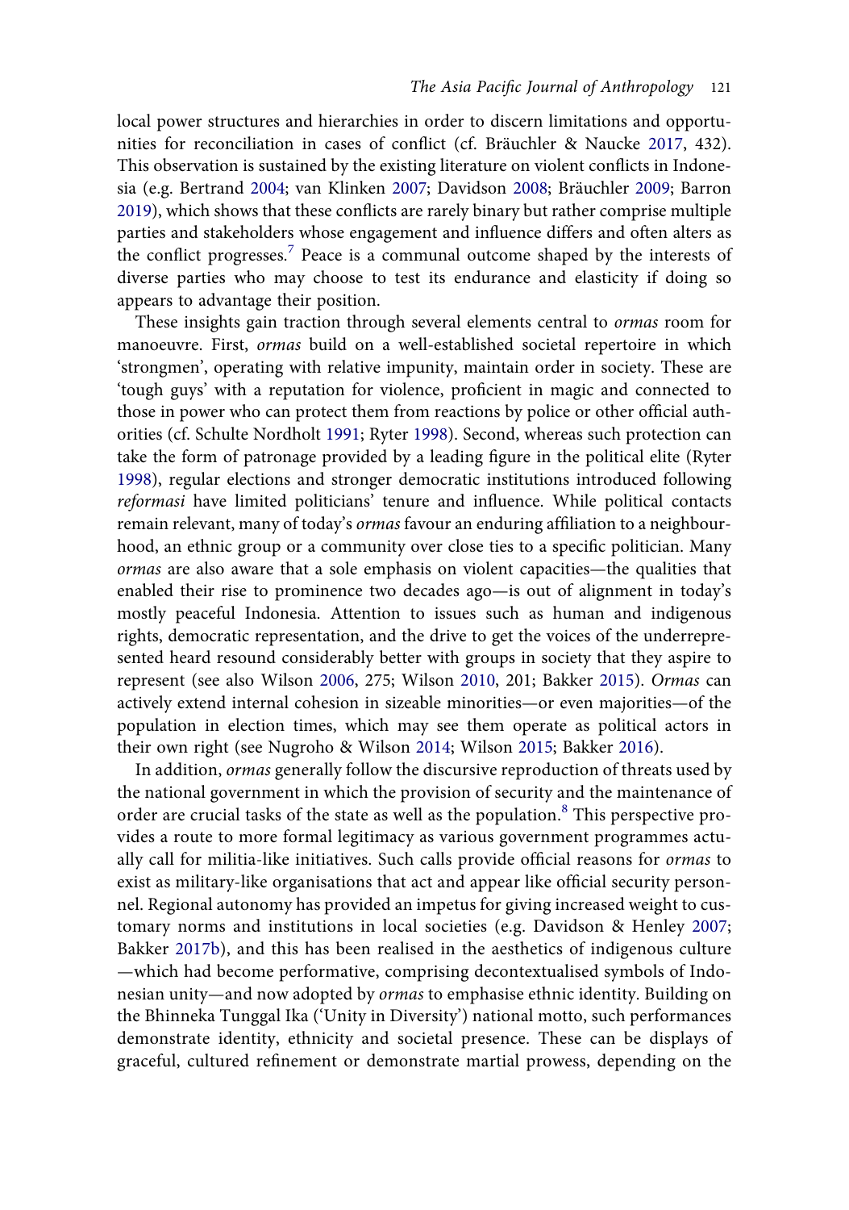local power structures and hierarchies in order to discern limitations and opportunities for reconciliation in cases of conflict (cf. Bräuchler & Naucke 2017, 432). This observation is sustained by the existing literature on violent conflicts in Indonesia (e.g. Bertrand 2004; van Klinken 2007; Davidson 2008; Bräuchler 2009; Barron 2019), which shows that these conflicts are rarely binary but rather comprise multiple parties and stakeholders whose engagement and influence differs and often alters as the conflict progresses.[7] Peace is a communal outcome shaped by the interests of diverse parties who may choose to test its endurance and elasticity if doing so appears to advantage their position.

These insights gain traction through several elements central to *ormas* room for manoeuvre. First, *ormas* build on a well-established societal repertoire in which 'strongmen', operating with relative impunity, maintain order in society. These are 'tough guys' with a reputation for violence, proficient in magic and connected to those in power who can protect them from reactions by police or other official authorities (cf. Schulte Nordholt 1991; Ryter 1998). Second, whereas such protection can take the form of patronage provided by a leading figure in the political elite (Ryter 1998), regular elections and stronger democratic institutions introduced following *reformasi* have limited politicians' tenure and influence. While political contacts remain relevant, many of today's *ormas* favour an enduring affiliation to a neighbourhood, an ethnic group or a community over close ties to a specific politician. Many *ormas* are also aware that a sole emphasis on violent capacities—the qualities that enabled their rise to prominence two decades ago—is out of alignment in today's mostly peaceful Indonesia. Attention to issues such as human and indigenous rights, democratic representation, and the drive to get the voices of the underrepresented heard resound considerably better with groups in society that they aspire to represent (see also Wilson 2006, 275; Wilson 2010, 201; Bakker 2015). *Ormas* can actively extend internal cohesion in sizeable minorities—or even majorities—of the population in election times, which may see them operate as political actors in their own right (see Nugroho & Wilson 2014; Wilson 2015; Bakker 2016).

In addition, *ormas* generally follow the discursive reproduction of threats used by the national government in which the provision of security and the maintenance of order are crucial tasks of the state as well as the population.[8] This perspective provides a route to more formal legitimacy as various government programmes actually call for militia-like initiatives. Such calls provide official reasons for *ormas* to exist as military-like organisations that act and appear like official security personnel. Regional autonomy has provided an impetus for giving increased weight to customary norms and institutions in local societies (e.g. Davidson & Henley 2007; Bakker 2017b), and this has been realised in the aesthetics of indigenous culture—which had become performative, comprising decontextualised symbols of Indonesian unity—and now adopted by *ormas* to emphasise ethnic identity. Building on the Bhinneka Tunggal Ika ('Unity in Diversity') national motto, such performances demonstrate identity, ethnicity and societal presence. These can be displays of graceful, cultured refinement or demonstrate martial prowess, depending on the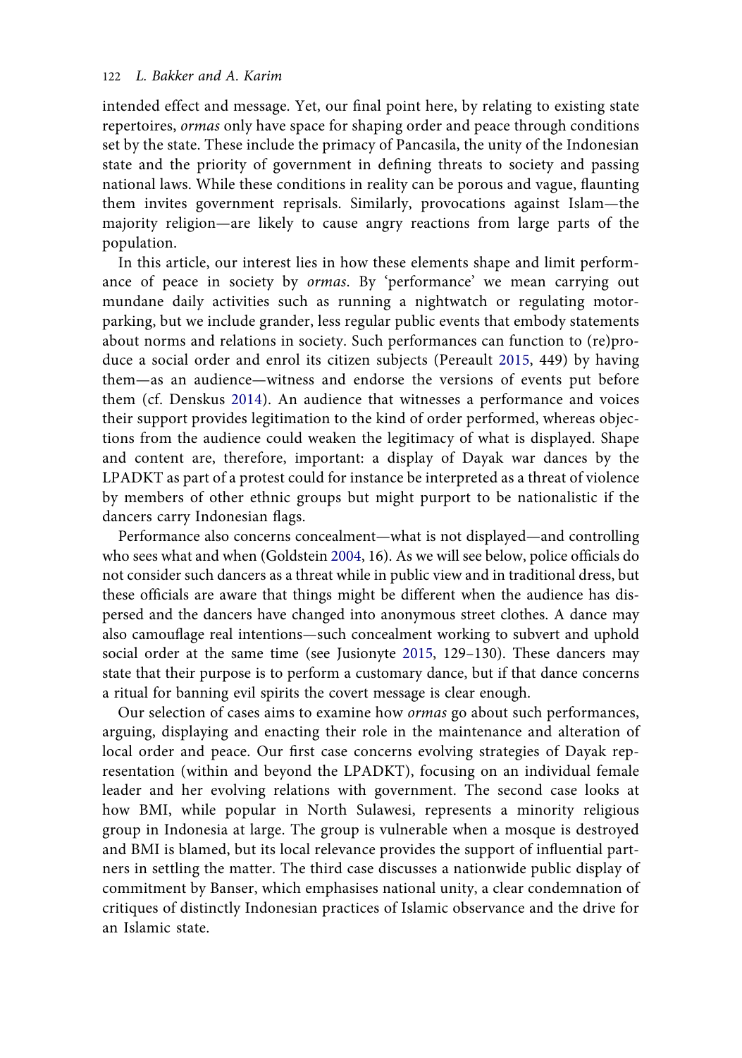intended effect and message. Yet, our final point here, by relating to existing state repertoires, *ormas* only have space for shaping order and peace through conditions set by the state. These include the primacy of Pancasila, the unity of the Indonesian state and the priority of government in defining threats to society and passing national laws. While these conditions in reality can be porous and vague, flaunting them invites government reprisals. Similarly, provocations against Islam—the majority religion—are likely to cause angry reactions from large parts of the population.

In this article, our interest lies in how these elements shape and limit performance of peace in society by *ormas*. By 'performance' we mean carrying out mundane daily activities such as running a nightwatch or regulating motor-parking, but we include grander, less regular public events that embody statements about norms and relations in society. Such performances can function to (re)produce a social order and enrol its citizen subjects (Pereault 2015, 449) by having them—as an audience—witness and endorse the versions of events put before them (cf. Denskus 2014). An audience that witnesses a performance and voices their support provides legitimation to the kind of order performed, whereas objections from the audience could weaken the legitimacy of what is displayed. Shape and content are, therefore, important: a display of Dayak war dances by the LPADKT as part of a protest could for instance be interpreted as a threat of violence by members of other ethnic groups but might purport to be nationalistic if the dancers carry Indonesian flags.

Performance also concerns concealment—what is not displayed—and controlling who sees what and when (Goldstein 2004, 16). As we will see below, police officials do not consider such dancers as a threat while in public view and in traditional dress, but these officials are aware that things might be different when the audience has dispersed and the dancers have changed into anonymous street clothes. A dance may also camouflage real intentions—such concealment working to subvert and uphold social order at the same time (see Jusionyte 2015, 129–130). These dancers may state that their purpose is to perform a customary dance, but if that dance concerns a ritual for banning evil spirits the covert message is clear enough.

Our selection of cases aims to examine how *ormas* go about such performances, arguing, displaying and enacting their role in the maintenance and alteration of local order and peace. Our first case concerns evolving strategies of Dayak representation (within and beyond the LPADKT), focusing on an individual female leader and her evolving relations with government. The second case looks at how BMI, while popular in North Sulawesi, represents a minority religious group in Indonesia at large. The group is vulnerable when a mosque is destroyed and BMI is blamed, but its local relevance provides the support of influential partners in settling the matter. The third case discusses a nationwide public display of commitment by Banser, which emphasises national unity, a clear condemnation of critiques of distinctly Indonesian practices of Islamic observance and the drive for an Islamic state.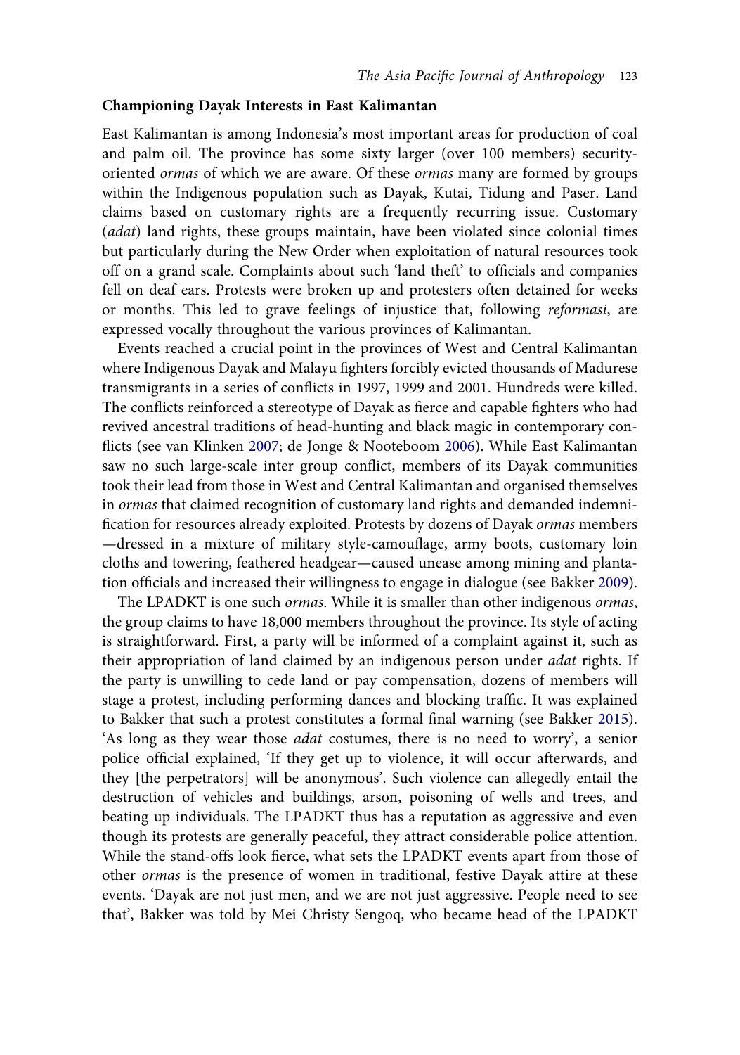### Championing Dayak Interests in East Kalimantan

East Kalimantan is among Indonesia's most important areas for production of coal and palm oil. The province has some sixty larger (over 100 members) security-oriented *ormas* of which we are aware. Of these *ormas* many are formed by groups within the Indigenous population such as Dayak, Kutai, Tidung and Paser. Land claims based on customary rights are a frequently recurring issue. Customary (*adat*) land rights, these groups maintain, have been violated since colonial times but particularly during the New Order when exploitation of natural resources took off on a grand scale. Complaints about such 'land theft' to officials and companies fell on deaf ears. Protests were broken up and protesters often detained for weeks or months. This led to grave feelings of injustice that, following *reformasi*, are expressed vocally throughout the various provinces of Kalimantan.

Events reached a crucial point in the provinces of West and Central Kalimantan where Indigenous Dayak and Malayu fighters forcibly evicted thousands of Madurese transmigrants in a series of conflicts in 1997, 1999 and 2001. Hundreds were killed. The conflicts reinforced a stereotype of Dayak as fierce and capable fighters who had revived ancestral traditions of head-hunting and black magic in contemporary conflicts (see van Klinken 2007; de Jonge & Nooteboom 2006). While East Kalimantan saw no such large-scale inter group conflict, members of its Dayak communities took their lead from those in West and Central Kalimantan and organised themselves in *ormas* that claimed recognition of customary land rights and demanded indemnification for resources already exploited. Protests by dozens of Dayak *ormas* members —dressed in a mixture of military style-camouflage, army boots, customary loin cloths and towering, feathered headgear—caused unease among mining and plantation officials and increased their willingness to engage in dialogue (see Bakker 2009).

The LPADKT is one such *ormas*. While it is smaller than other indigenous *ormas*, the group claims to have 18,000 members throughout the province. Its style of acting is straightforward. First, a party will be informed of a complaint against it, such as their appropriation of land claimed by an indigenous person under *adat* rights. If the party is unwilling to cede land or pay compensation, dozens of members will stage a protest, including performing dances and blocking traffic. It was explained to Bakker that such a protest constitutes a formal final warning (see Bakker 2015). 'As long as they wear those *adat* costumes, there is no need to worry', a senior police official explained, 'If they get up to violence, it will occur afterwards, and they [the perpetrators] will be anonymous'. Such violence can allegedly entail the destruction of vehicles and buildings, arson, poisoning of wells and trees, and beating up individuals. The LPADKT thus has a reputation as aggressive and even though its protests are generally peaceful, they attract considerable police attention. While the stand-offs look fierce, what sets the LPADKT events apart from those of other *ormas* is the presence of women in traditional, festive Dayak attire at these events. 'Dayak are not just men, and we are not just aggressive. People need to see that', Bakker was told by Mei Christy Sengoq, who became head of the LPADKT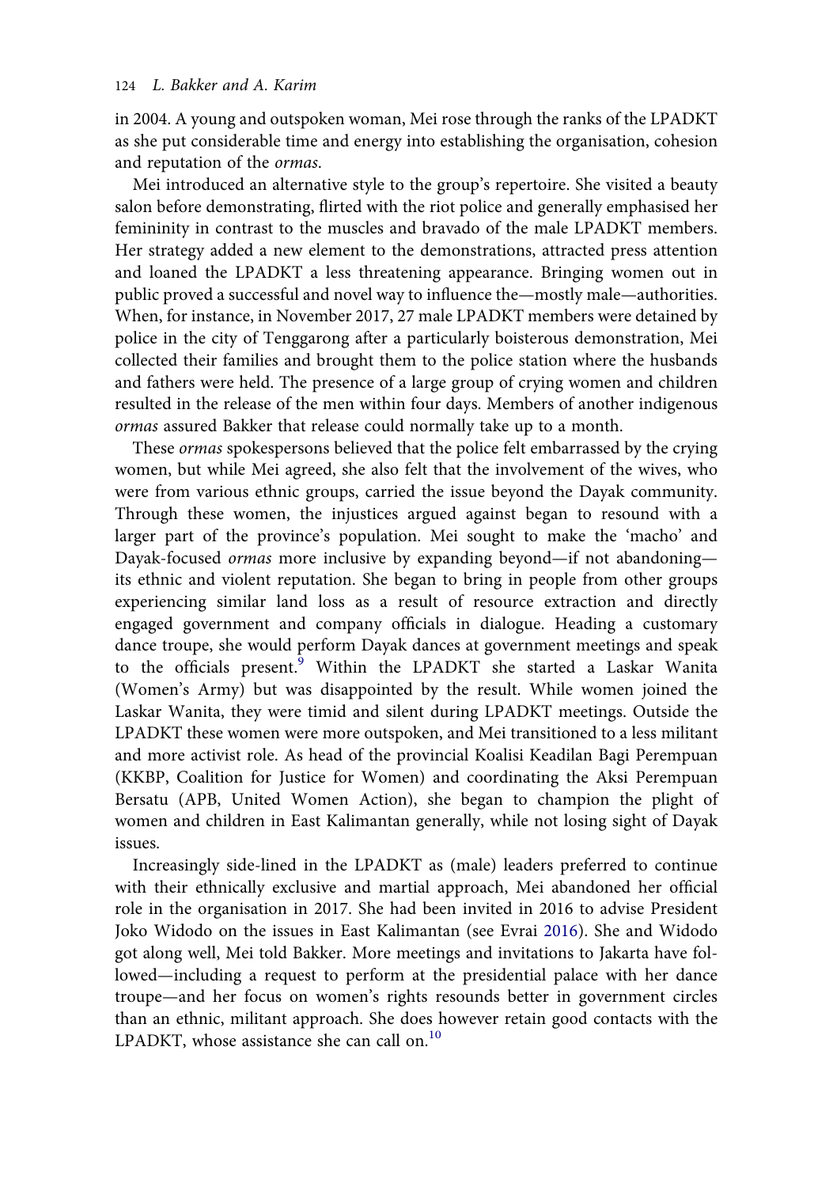in 2004. A young and outspoken woman, Mei rose through the ranks of the LPADKT as she put considerable time and energy into establishing the organisation, cohesion and reputation of the *ormas*.

Mei introduced an alternative style to the group's repertoire. She visited a beauty salon before demonstrating, flirted with the riot police and generally emphasised her femininity in contrast to the muscles and bravado of the male LPADKT members. Her strategy added a new element to the demonstrations, attracted press attention and loaned the LPADKT a less threatening appearance. Bringing women out in public proved a successful and novel way to influence the—mostly male—authorities. When, for instance, in November 2017, 27 male LPADKT members were detained by police in the city of Tenggarong after a particularly boisterous demonstration, Mei collected their families and brought them to the police station where the husbands and fathers were held. The presence of a large group of crying women and children resulted in the release of the men within four days. Members of another indigenous *ormas* assured Bakker that release could normally take up to a month.

These *ormas* spokespersons believed that the police felt embarrassed by the crying women, but while Mei agreed, she also felt that the involvement of the wives, who were from various ethnic groups, carried the issue beyond the Dayak community. Through these women, the injustices argued against began to resound with a larger part of the province's population. Mei sought to make the 'macho' and Dayak-focused *ormas* more inclusive by expanding beyond—if not abandoning—its ethnic and violent reputation. She began to bring in people from other groups experiencing similar land loss as a result of resource extraction and directly engaged government and company officials in dialogue. Heading a customary dance troupe, she would perform Dayak dances at government meetings and speak to the officials present.[9] Within the LPADKT she started a Laskar Wanita (Women's Army) but was disappointed by the result. While women joined the Laskar Wanita, they were timid and silent during LPADKT meetings. Outside the LPADKT these women were more outspoken, and Mei transitioned to a less militant and more activist role. As head of the provincial Koalisi Keadilan Bagi Perempuan (KKBP, Coalition for Justice for Women) and coordinating the Aksi Perempuan Bersatu (APB, United Women Action), she began to champion the plight of women and children in East Kalimantan generally, while not losing sight of Dayak issues.

Increasingly side-lined in the LPADKT as (male) leaders preferred to continue with their ethnically exclusive and martial approach, Mei abandoned her official role in the organisation in 2017. She had been invited in 2016 to advise President Joko Widodo on the issues in East Kalimantan (see Evrai 2016). She and Widodo got along well, Mei told Bakker. More meetings and invitations to Jakarta have followed—including a request to perform at the presidential palace with her dance troupe—and her focus on women's rights resounds better in government circles than an ethnic, militant approach. She does however retain good contacts with the LPADKT, whose assistance she can call on.[10]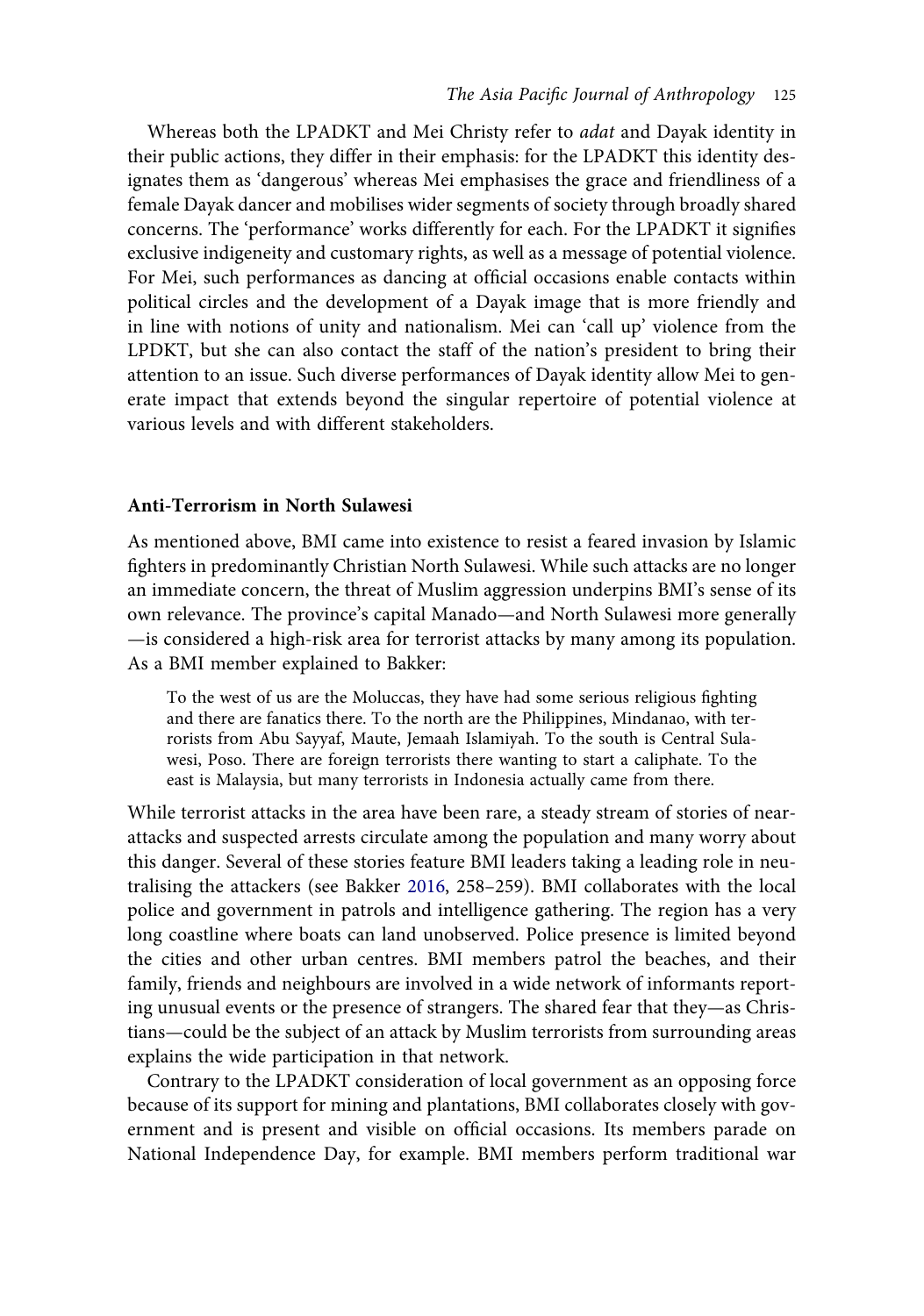Whereas both the LPADKT and Mei Christy refer to *adat* and Dayak identity in their public actions, they differ in their emphasis: for the LPADKT this identity designates them as 'dangerous' whereas Mei emphasises the grace and friendliness of a female Dayak dancer and mobilises wider segments of society through broadly shared concerns. The 'performance' works differently for each. For the LPADKT it signifies exclusive indigeneity and customary rights, as well as a message of potential violence. For Mei, such performances as dancing at official occasions enable contacts within political circles and the development of a Dayak image that is more friendly and in line with notions of unity and nationalism. Mei can 'call up' violence from the LPDKT, but she can also contact the staff of the nation's president to bring their attention to an issue. Such diverse performances of Dayak identity allow Mei to generate impact that extends beyond the singular repertoire of potential violence at various levels and with different stakeholders.

## Anti-Terrorism in North Sulawesi

As mentioned above, BMI came into existence to resist a feared invasion by Islamic fighters in predominantly Christian North Sulawesi. While such attacks are no longer an immediate concern, the threat of Muslim aggression underpins BMI's sense of its own relevance. The province's capital Manado—and North Sulawesi more generally—is considered a high-risk area for terrorist attacks by many among its population. As a BMI member explained to Bakker:

> To the west of us are the Moluccas, they have had some serious religious fighting and there are fanatics there. To the north are the Philippines, Mindanao, with terrorists from Abu Sayyaf, Maute, Jemaah Islamiyah. To the south is Central Sulawesi, Poso. There are foreign terrorists there wanting to start a caliphate. To the east is Malaysia, but many terrorists in Indonesia actually came from there.

While terrorist attacks in the area have been rare, a steady stream of stories of near-attacks and suspected arrests circulate among the population and many worry about this danger. Several of these stories feature BMI leaders taking a leading role in neutralising the attackers (see Bakker 2016, 258–259). BMI collaborates with the local police and government in patrols and intelligence gathering. The region has a very long coastline where boats can land unobserved. Police presence is limited beyond the cities and other urban centres. BMI members patrol the beaches, and their family, friends and neighbours are involved in a wide network of informants reporting unusual events or the presence of strangers. The shared fear that they—as Christians—could be the subject of an attack by Muslim terrorists from surrounding areas explains the wide participation in that network.

Contrary to the LPADKT consideration of local government as an opposing force because of its support for mining and plantations, BMI collaborates closely with government and is present and visible on official occasions. Its members parade on National Independence Day, for example. BMI members perform traditional war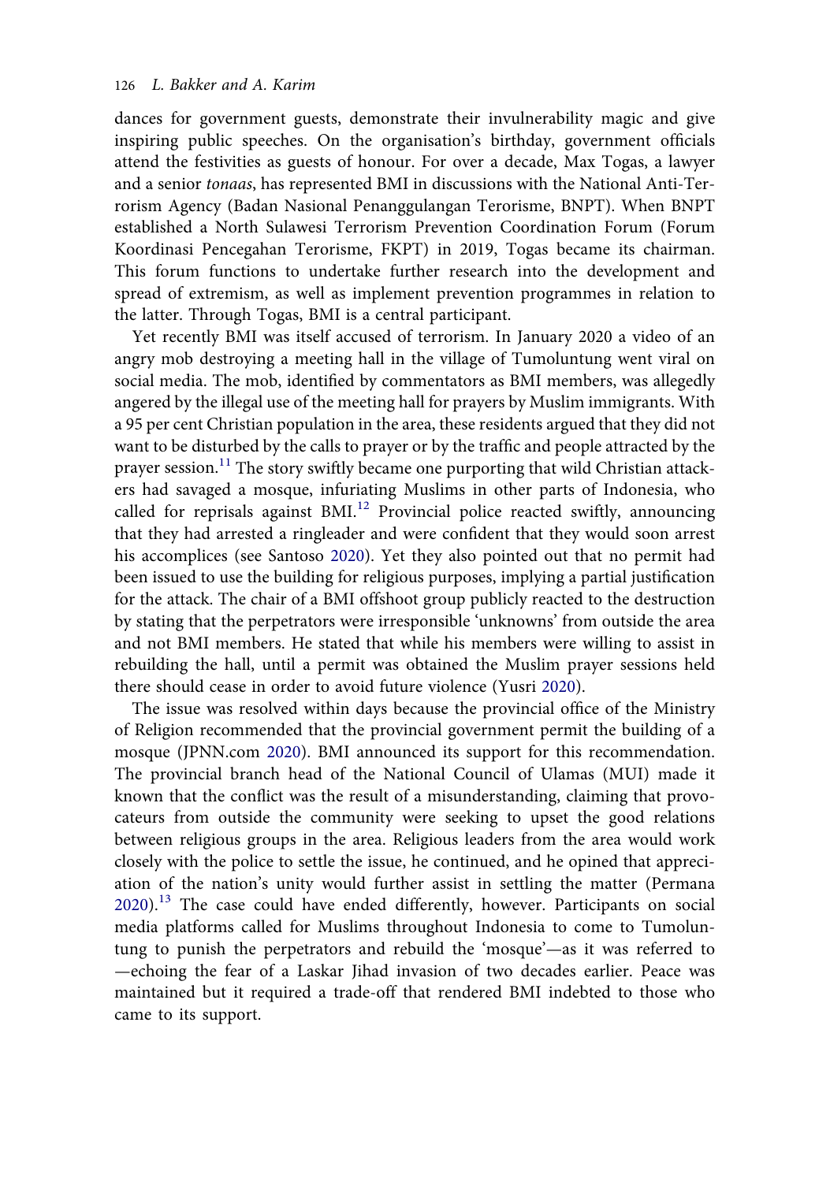dances for government guests, demonstrate their invulnerability magic and give inspiring public speeches. On the organisation's birthday, government officials attend the festivities as guests of honour. For over a decade, Max Togas, a lawyer and a senior *tonaas*, has represented BMI in discussions with the National Anti-Terrorism Agency (Badan Nasional Penanggulangan Terorisme, BNPT). When BNPT established a North Sulawesi Terrorism Prevention Coordination Forum (Forum Koordinasi Pencegahan Terorisme, FKPT) in 2019, Togas became its chairman. This forum functions to undertake further research into the development and spread of extremism, as well as implement prevention programmes in relation to the latter. Through Togas, BMI is a central participant.

Yet recently BMI was itself accused of terrorism. In January 2020 a video of an angry mob destroying a meeting hall in the village of Tumoluntung went viral on social media. The mob, identified by commentators as BMI members, was allegedly angered by the illegal use of the meeting hall for prayers by Muslim immigrants. With a 95 per cent Christian population in the area, these residents argued that they did not want to be disturbed by the calls to prayer or by the traffic and people attracted by the prayer session.[11] The story swiftly became one purporting that wild Christian attackers had savaged a mosque, infuriating Muslims in other parts of Indonesia, who called for reprisals against BMI.[12] Provincial police reacted swiftly, announcing that they had arrested a ringleader and were confident that they would soon arrest his accomplices (see Santoso 2020). Yet they also pointed out that no permit had been issued to use the building for religious purposes, implying a partial justification for the attack. The chair of a BMI offshoot group publicly reacted to the destruction by stating that the perpetrators were irresponsible 'unknowns' from outside the area and not BMI members. He stated that while his members were willing to assist in rebuilding the hall, until a permit was obtained the Muslim prayer sessions held there should cease in order to avoid future violence (Yusri 2020).

The issue was resolved within days because the provincial office of the Ministry of Religion recommended that the provincial government permit the building of a mosque (JPNN.com 2020). BMI announced its support for this recommendation. The provincial branch head of the National Council of Ulamas (MUI) made it known that the conflict was the result of a misunderstanding, claiming that provocateurs from outside the community were seeking to upset the good relations between religious groups in the area. Religious leaders from the area would work closely with the police to settle the issue, he continued, and he opined that appreciation of the nation's unity would further assist in settling the matter (Permana 2020).[13] The case could have ended differently, however. Participants on social media platforms called for Muslims throughout Indonesia to come to Tumoluntung to punish the perpetrators and rebuild the 'mosque'—as it was referred to—echoing the fear of a Laskar Jihad invasion of two decades earlier. Peace was maintained but it required a trade-off that rendered BMI indebted to those who came to its support.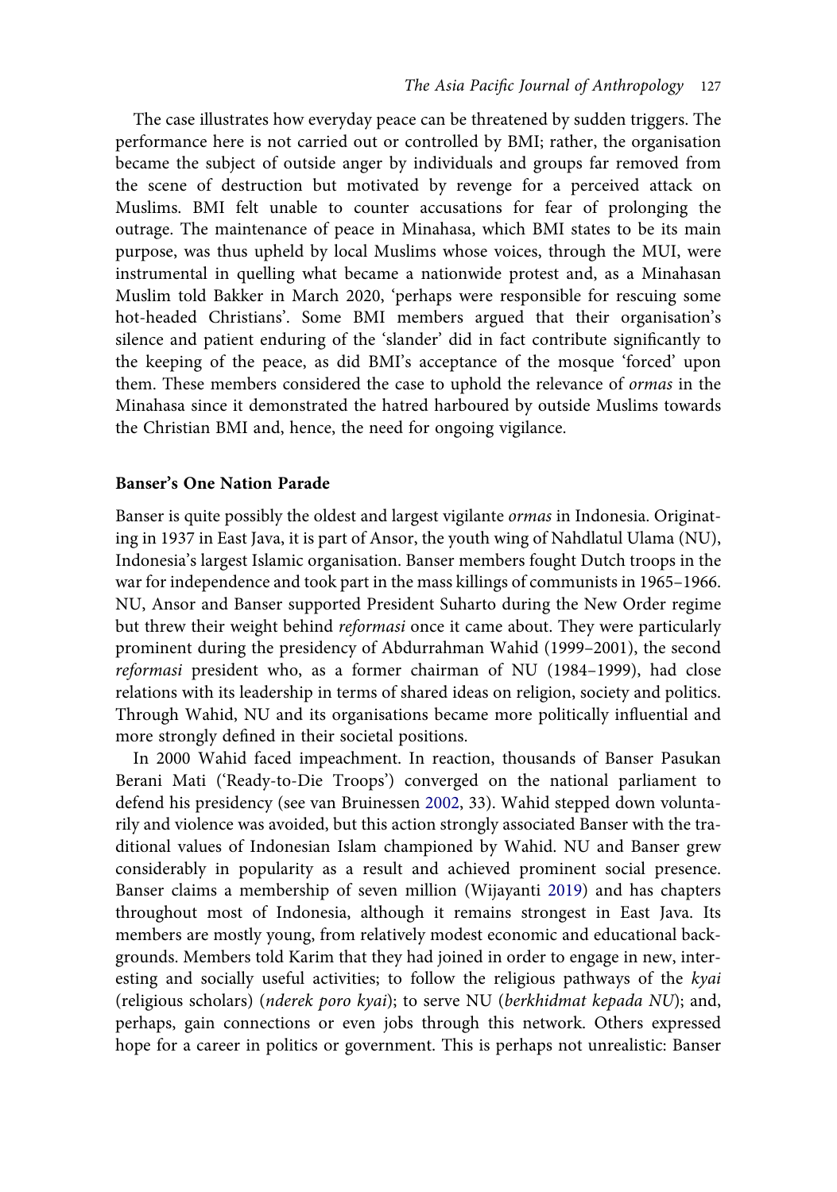The case illustrates how everyday peace can be threatened by sudden triggers. The performance here is not carried out or controlled by BMI; rather, the organisation became the subject of outside anger by individuals and groups far removed from the scene of destruction but motivated by revenge for a perceived attack on Muslims. BMI felt unable to counter accusations for fear of prolonging the outrage. The maintenance of peace in Minahasa, which BMI states to be its main purpose, was thus upheld by local Muslims whose voices, through the MUI, were instrumental in quelling what became a nationwide protest and, as a Minahasan Muslim told Bakker in March 2020, 'perhaps were responsible for rescuing some hot-headed Christians'. Some BMI members argued that their organisation's silence and patient enduring of the 'slander' did in fact contribute significantly to the keeping of the peace, as did BMI's acceptance of the mosque 'forced' upon them. These members considered the case to uphold the relevance of *ormas* in the Minahasa since it demonstrated the hatred harboured by outside Muslims towards the Christian BMI and, hence, the need for ongoing vigilance.

## Banser's One Nation Parade

Banser is quite possibly the oldest and largest vigilante *ormas* in Indonesia. Originating in 1937 in East Java, it is part of Ansor, the youth wing of Nahdlatul Ulama (NU), Indonesia's largest Islamic organisation. Banser members fought Dutch troops in the war for independence and took part in the mass killings of communists in 1965–1966. NU, Ansor and Banser supported President Suharto during the New Order regime but threw their weight behind *reformasi* once it came about. They were particularly prominent during the presidency of Abdurrahman Wahid (1999–2001), the second *reformasi* president who, as a former chairman of NU (1984–1999), had close relations with its leadership in terms of shared ideas on religion, society and politics. Through Wahid, NU and its organisations became more politically influential and more strongly defined in their societal positions.

In 2000 Wahid faced impeachment. In reaction, thousands of Banser Pasukan Berani Mati ('Ready-to-Die Troops') converged on the national parliament to defend his presidency (see van Bruinessen 2002, 33). Wahid stepped down voluntarily and violence was avoided, but this action strongly associated Banser with the traditional values of Indonesian Islam championed by Wahid. NU and Banser grew considerably in popularity as a result and achieved prominent social presence. Banser claims a membership of seven million (Wijayanti 2019) and has chapters throughout most of Indonesia, although it remains strongest in East Java. Its members are mostly young, from relatively modest economic and educational backgrounds. Members told Karim that they had joined in order to engage in new, interesting and socially useful activities; to follow the religious pathways of the *kyai* (religious scholars) (*nderek poro kyai*); to serve NU (*berkhidmat kepada NU*); and, perhaps, gain connections or even jobs through this network. Others expressed hope for a career in politics or government. This is perhaps not unrealistic: Banser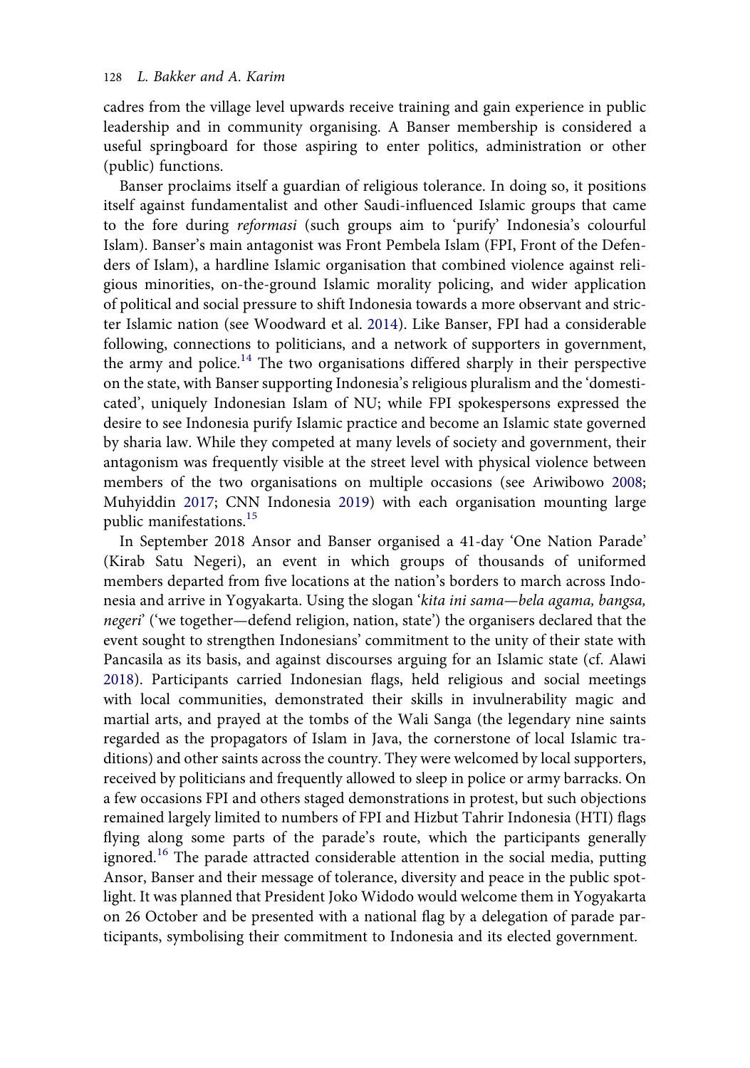cadres from the village level upwards receive training and gain experience in public leadership and in community organising. A Banser membership is considered a useful springboard for those aspiring to enter politics, administration or other (public) functions.

Banser proclaims itself a guardian of religious tolerance. In doing so, it positions itself against fundamentalist and other Saudi-influenced Islamic groups that came to the fore during *reformasi* (such groups aim to 'purify' Indonesia's colourful Islam). Banser's main antagonist was Front Pembela Islam (FPI, Front of the Defenders of Islam), a hardline Islamic organisation that combined violence against religious minorities, on-the-ground Islamic morality policing, and wider application of political and social pressure to shift Indonesia towards a more observant and stricter Islamic nation (see Woodward et al. 2014). Like Banser, FPI had a considerable following, connections to politicians, and a network of supporters in government, the army and police.[14] The two organisations differed sharply in their perspective on the state, with Banser supporting Indonesia's religious pluralism and the 'domesticated', uniquely Indonesian Islam of NU; while FPI spokespersons expressed the desire to see Indonesia purify Islamic practice and become an Islamic state governed by sharia law. While they competed at many levels of society and government, their antagonism was frequently visible at the street level with physical violence between members of the two organisations on multiple occasions (see Ariwibowo 2008; Muhyiddin 2017; CNN Indonesia 2019) with each organisation mounting large public manifestations.[15]

In September 2018 Ansor and Banser organised a 41-day 'One Nation Parade' (Kirab Satu Negeri), an event in which groups of thousands of uniformed members departed from five locations at the nation's borders to march across Indonesia and arrive in Yogyakarta. Using the slogan '*kita ini sama—bela agama, bangsa, negeri*' ('we together—defend religion, nation, state') the organisers declared that the event sought to strengthen Indonesians' commitment to the unity of their state with Pancasila as its basis, and against discourses arguing for an Islamic state (cf. Alawi 2018). Participants carried Indonesian flags, held religious and social meetings with local communities, demonstrated their skills in invulnerability magic and martial arts, and prayed at the tombs of the Wali Sanga (the legendary nine saints regarded as the propagators of Islam in Java, the cornerstone of local Islamic traditions) and other saints across the country. They were welcomed by local supporters, received by politicians and frequently allowed to sleep in police or army barracks. On a few occasions FPI and others staged demonstrations in protest, but such objections remained largely limited to numbers of FPI and Hizbut Tahrir Indonesia (HTI) flags flying along some parts of the parade's route, which the participants generally ignored.[16] The parade attracted considerable attention in the social media, putting Ansor, Banser and their message of tolerance, diversity and peace in the public spotlight. It was planned that President Joko Widodo would welcome them in Yogyakarta on 26 October and be presented with a national flag by a delegation of parade participants, symbolising their commitment to Indonesia and its elected government.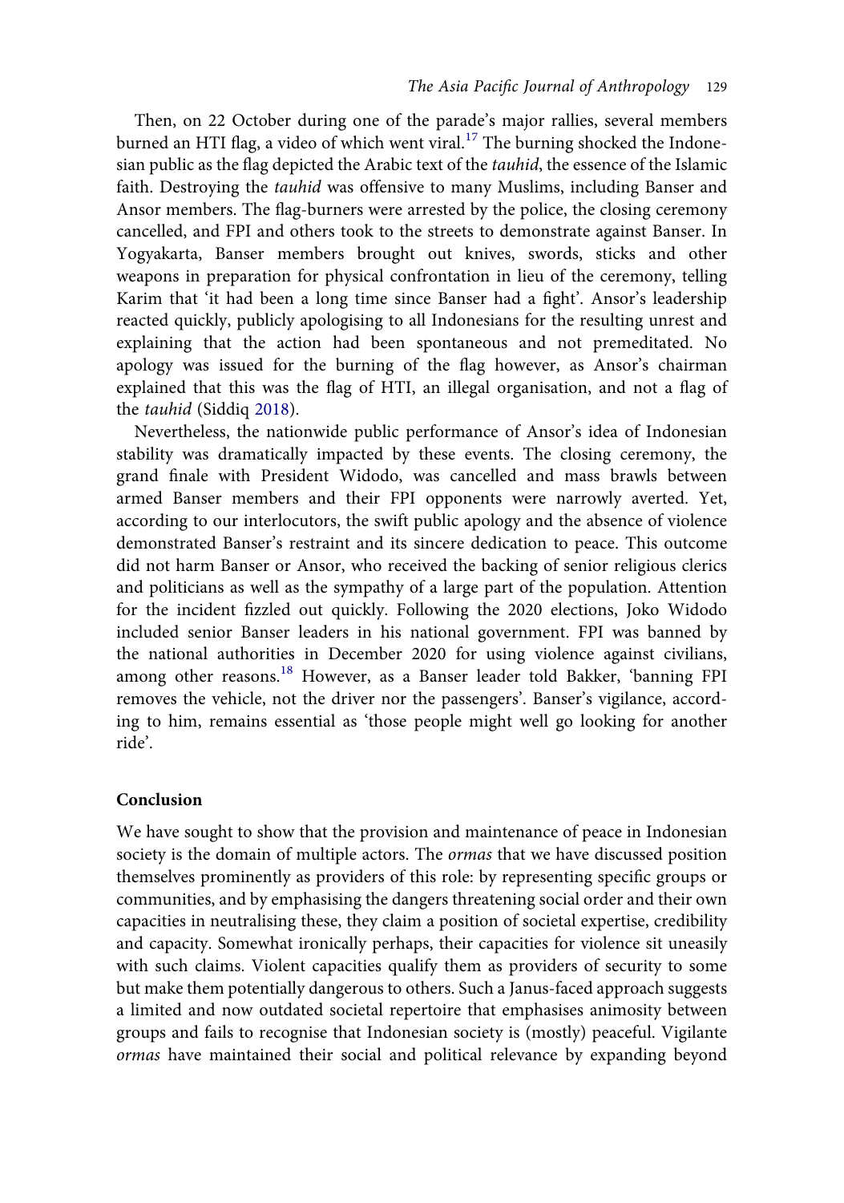Then, on 22 October during one of the parade's major rallies, several members burned an HTI flag, a video of which went viral.[17] The burning shocked the Indonesian public as the flag depicted the Arabic text of the *tauhid*, the essence of the Islamic faith. Destroying the *tauhid* was offensive to many Muslims, including Banser and Ansor members. The flag-burners were arrested by the police, the closing ceremony cancelled, and FPI and others took to the streets to demonstrate against Banser. In Yogyakarta, Banser members brought out knives, swords, sticks and other weapons in preparation for physical confrontation in lieu of the ceremony, telling Karim that 'it had been a long time since Banser had a fight'. Ansor's leadership reacted quickly, publicly apologising to all Indonesians for the resulting unrest and explaining that the action had been spontaneous and not premeditated. No apology was issued for the burning of the flag however, as Ansor's chairman explained that this was the flag of HTI, an illegal organisation, and not a flag of the *tauhid* (Siddiq 2018).

Nevertheless, the nationwide public performance of Ansor's idea of Indonesian stability was dramatically impacted by these events. The closing ceremony, the grand finale with President Widodo, was cancelled and mass brawls between armed Banser members and their FPI opponents were narrowly averted. Yet, according to our interlocutors, the swift public apology and the absence of violence demonstrated Banser's restraint and its sincere dedication to peace. This outcome did not harm Banser or Ansor, who received the backing of senior religious clerics and politicians as well as the sympathy of a large part of the population. Attention for the incident fizzled out quickly. Following the 2020 elections, Joko Widodo included senior Banser leaders in his national government. FPI was banned by the national authorities in December 2020 for using violence against civilians, among other reasons.[18] However, as a Banser leader told Bakker, 'banning FPI removes the vehicle, not the driver nor the passengers'. Banser's vigilance, according to him, remains essential as 'those people might well go looking for another ride'.

## Conclusion

We have sought to show that the provision and maintenance of peace in Indonesian society is the domain of multiple actors. The *ormas* that we have discussed position themselves prominently as providers of this role: by representing specific groups or communities, and by emphasising the dangers threatening social order and their own capacities in neutralising these, they claim a position of societal expertise, credibility and capacity. Somewhat ironically perhaps, their capacities for violence sit uneasily with such claims. Violent capacities qualify them as providers of security to some but make them potentially dangerous to others. Such a Janus-faced approach suggests a limited and now outdated societal repertoire that emphasises animosity between groups and fails to recognise that Indonesian society is (mostly) peaceful. Vigilante *ormas* have maintained their social and political relevance by expanding beyond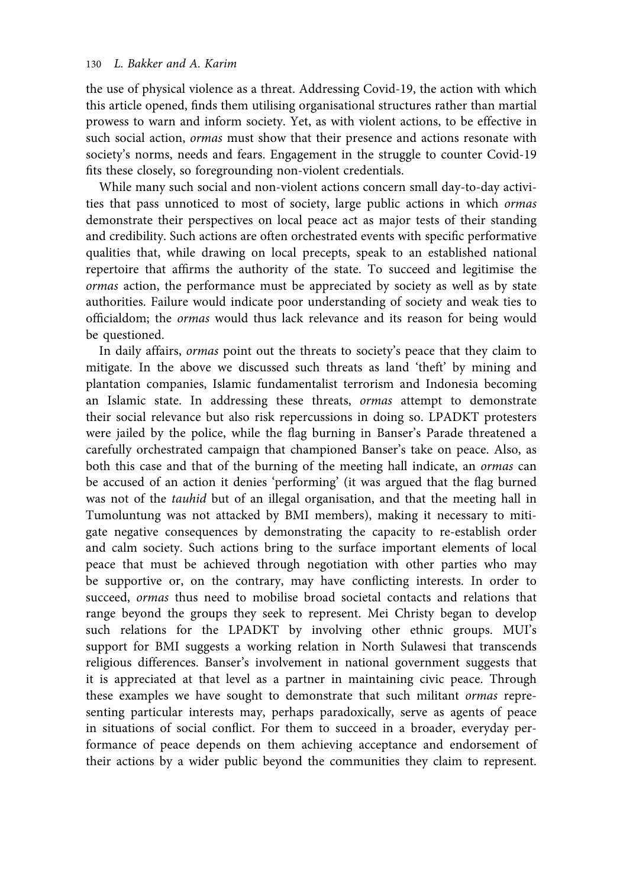the use of physical violence as a threat. Addressing Covid-19, the action with which this article opened, finds them utilising organisational structures rather than martial prowess to warn and inform society. Yet, as with violent actions, to be effective in such social action, *ormas* must show that their presence and actions resonate with society's norms, needs and fears. Engagement in the struggle to counter Covid-19 fits these closely, so foregrounding non-violent credentials.

While many such social and non-violent actions concern small day-to-day activities that pass unnoticed to most of society, large public actions in which *ormas* demonstrate their perspectives on local peace act as major tests of their standing and credibility. Such actions are often orchestrated events with specific performative qualities that, while drawing on local precepts, speak to an established national repertoire that affirms the authority of the state. To succeed and legitimise the *ormas* action, the performance must be appreciated by society as well as by state authorities. Failure would indicate poor understanding of society and weak ties to officialdom; the *ormas* would thus lack relevance and its reason for being would be questioned.

In daily affairs, *ormas* point out the threats to society's peace that they claim to mitigate. In the above we discussed such threats as land 'theft' by mining and plantation companies, Islamic fundamentalist terrorism and Indonesia becoming an Islamic state. In addressing these threats, *ormas* attempt to demonstrate their social relevance but also risk repercussions in doing so. LPADKT protesters were jailed by the police, while the flag burning in Banser's Parade threatened a carefully orchestrated campaign that championed Banser's take on peace. Also, as both this case and that of the burning of the meeting hall indicate, an *ormas* can be accused of an action it denies 'performing' (it was argued that the flag burned was not of the *tauhid* but of an illegal organisation, and that the meeting hall in Tumoluntung was not attacked by BMI members), making it necessary to mitigate negative consequences by demonstrating the capacity to re-establish order and calm society. Such actions bring to the surface important elements of local peace that must be achieved through negotiation with other parties who may be supportive or, on the contrary, may have conflicting interests. In order to succeed, *ormas* thus need to mobilise broad societal contacts and relations that range beyond the groups they seek to represent. Mei Christy began to develop such relations for the LPADKT by involving other ethnic groups. MUI's support for BMI suggests a working relation in North Sulawesi that transcends religious differences. Banser's involvement in national government suggests that it is appreciated at that level as a partner in maintaining civic peace. Through these examples we have sought to demonstrate that such militant *ormas* representing particular interests may, perhaps paradoxically, serve as agents of peace in situations of social conflict. For them to succeed in a broader, everyday performance of peace depends on them achieving acceptance and endorsement of their actions by a wider public beyond the communities they claim to represent.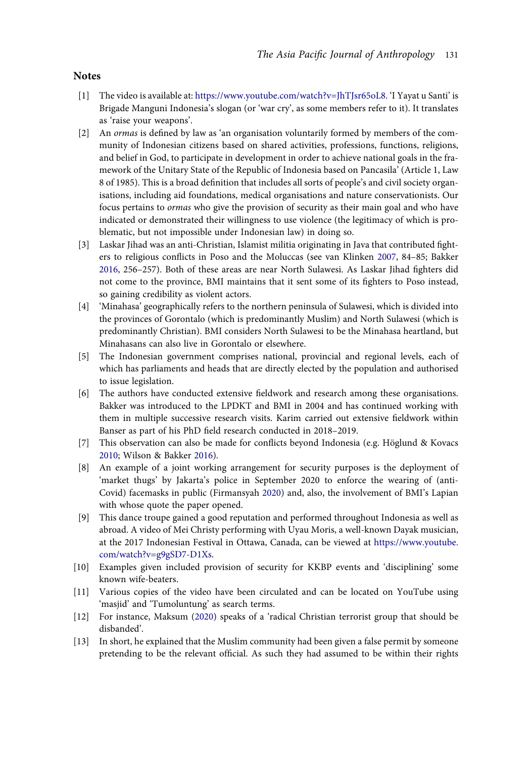## Notes

[1] The video is available at: https://www.youtube.com/watch?v=JhTJsr65oL8. 'I Yayat u Santi' is Brigade Manguni Indonesia's slogan (or 'war cry', as some members refer to it). It translates as 'raise your weapons'.

[2] An *ormas* is defined by law as 'an organisation voluntarily formed by members of the community of Indonesian citizens based on shared activities, professions, functions, religions, and belief in God, to participate in development in order to achieve national goals in the framework of the Unitary State of the Republic of Indonesia based on Pancasila' (Article 1, Law 8 of 1985). This is a broad definition that includes all sorts of people's and civil society organisations, including aid foundations, medical organisations and nature conservationists. Our focus pertains to *ormas* who give the provision of security as their main goal and who have indicated or demonstrated their willingness to use violence (the legitimacy of which is problematic, but not impossible under Indonesian law) in doing so.

[3] Laskar Jihad was an anti-Christian, Islamist militia originating in Java that contributed fighters to religious conflicts in Poso and the Moluccas (see van Klinken 2007, 84–85; Bakker 2016, 256–257). Both of these areas are near North Sulawesi. As Laskar Jihad fighters did not come to the province, BMI maintains that it sent some of its fighters to Poso instead, so gaining credibility as violent actors.

[4] 'Minahasa' geographically refers to the northern peninsula of Sulawesi, which is divided into the provinces of Gorontalo (which is predominantly Muslim) and North Sulawesi (which is predominantly Christian). BMI considers North Sulawesi to be the Minahasa heartland, but Minahasans can also live in Gorontalo or elsewhere.

[5] The Indonesian government comprises national, provincial and regional levels, each of which has parliaments and heads that are directly elected by the population and authorised to issue legislation.

[6] The authors have conducted extensive fieldwork and research among these organisations. Bakker was introduced to the LPDKT and BMI in 2004 and has continued working with them in multiple successive research visits. Karim carried out extensive fieldwork within Banser as part of his PhD field research conducted in 2018–2019.

[7] This observation can also be made for conflicts beyond Indonesia (e.g. Höglund & Kovacs 2010; Wilson & Bakker 2016).

[8] An example of a joint working arrangement for security purposes is the deployment of 'market thugs' by Jakarta's police in September 2020 to enforce the wearing of (anti-Covid) facemasks in public (Firmansyah 2020) and, also, the involvement of BMI's Lapian with whose quote the paper opened.

[9] This dance troupe gained a good reputation and performed throughout Indonesia as well as abroad. A video of Mei Christy performing with Uyau Moris, a well-known Dayak musician, at the 2017 Indonesian Festival in Ottawa, Canada, can be viewed at https://www.youtube.com/watch?v=g9gSD7-D1Xs.

[10] Examples given included provision of security for KKBP events and 'disciplining' some known wife-beaters.

[11] Various copies of the video have been circulated and can be located on YouTube using 'masjid' and 'Tumoluntung' as search terms.

[12] For instance, Maksum (2020) speaks of a 'radical Christian terrorist group that should be disbanded'.

[13] In short, he explained that the Muslim community had been given a false permit by someone pretending to be the relevant official. As such they had assumed to be within their rights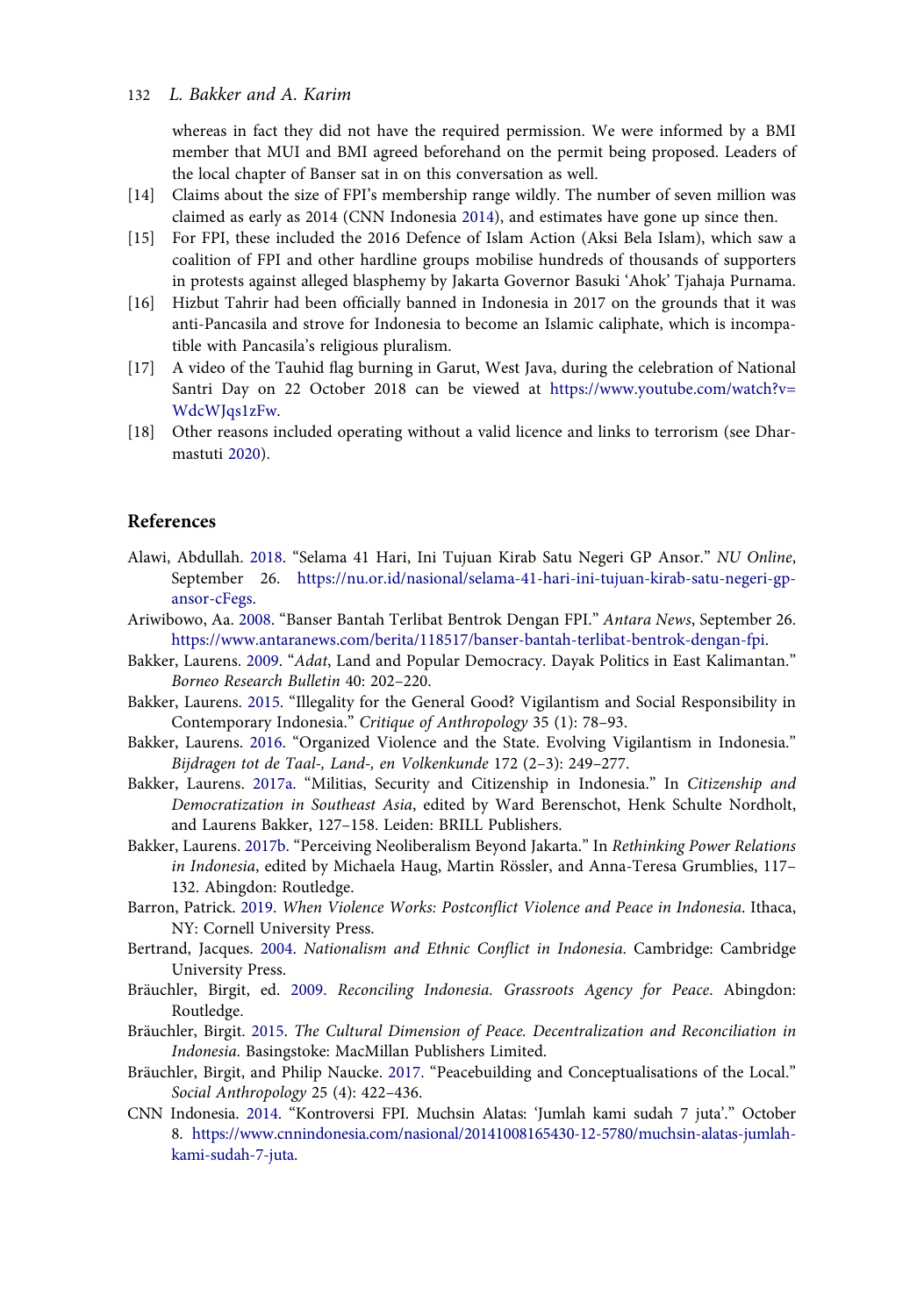whereas in fact they did not have the required permission. We were informed by a BMI member that MUI and BMI agreed beforehand on the permit being proposed. Leaders of the local chapter of Banser sat in on this conversation as well.

[14] Claims about the size of FPI's membership range wildly. The number of seven million was claimed as early as 2014 (CNN Indonesia 2014), and estimates have gone up since then.

[15] For FPI, these included the 2016 Defence of Islam Action (Aksi Bela Islam), which saw a coalition of FPI and other hardline groups mobilise hundreds of thousands of supporters in protests against alleged blasphemy by Jakarta Governor Basuki 'Ahok' Tjahaja Purnama.

[16] Hizbut Tahrir had been officially banned in Indonesia in 2017 on the grounds that it was anti-Pancasila and strove for Indonesia to become an Islamic caliphate, which is incompatible with Pancasila's religious pluralism.

[17] A video of the Tauhid flag burning in Garut, West Java, during the celebration of National Santri Day on 22 October 2018 can be viewed at https://www.youtube.com/watch?v=WdcWJqs1zFw.

[18] Other reasons included operating without a valid licence and links to terrorism (see Dharmastuti 2020).

## References

Alawi, Abdullah. 2018. "Selama 41 Hari, Ini Tujuan Kirab Satu Negeri GP Ansor." *NU Online*, September 26. https://nu.or.id/nasional/selama-41-hari-ini-tujuan-kirab-satu-negeri-gp-ansor-cFegs.

Ariwibowo, Aa. 2008. "Banser Bantah Terlibat Bentrok Dengan FPI." *Antara News*, September 26. https://www.antaranews.com/berita/118517/banser-bantah-terlibat-bentrok-dengan-fpi.

Bakker, Laurens. 2009. "*Adat*, Land and Popular Democracy. Dayak Politics in East Kalimantan." *Borneo Research Bulletin* 40: 202–220.

Bakker, Laurens. 2015. "Illegality for the General Good? Vigilantism and Social Responsibility in Contemporary Indonesia." *Critique of Anthropology* 35 (1): 78–93.

Bakker, Laurens. 2016. "Organized Violence and the State. Evolving Vigilantism in Indonesia." *Bijdragen tot de Taal-, Land-, en Volkenkunde* 172 (2–3): 249–277.

Bakker, Laurens. 2017a. "Militias, Security and Citizenship in Indonesia." In *Citizenship and Democratization in Southeast Asia*, edited by Ward Berenschot, Henk Schulte Nordholt, and Laurens Bakker, 127–158. Leiden: BRILL Publishers.

Bakker, Laurens. 2017b. "Perceiving Neoliberalism Beyond Jakarta." In *Rethinking Power Relations in Indonesia*, edited by Michaela Haug, Martin Rössler, and Anna-Teresa Grumblies, 117–132. Abingdon: Routledge.

Barron, Patrick. 2019. *When Violence Works: Postconflict Violence and Peace in Indonesia*. Ithaca, NY: Cornell University Press.

Bertrand, Jacques. 2004. *Nationalism and Ethnic Conflict in Indonesia*. Cambridge: Cambridge University Press.

Bräuchler, Birgit, ed. 2009. *Reconciling Indonesia. Grassroots Agency for Peace*. Abingdon: Routledge.

Bräuchler, Birgit. 2015. *The Cultural Dimension of Peace. Decentralization and Reconciliation in Indonesia*. Basingstoke: MacMillan Publishers Limited.

Bräuchler, Birgit, and Philip Naucke. 2017. "Peacebuilding and Conceptualisations of the Local." *Social Anthropology* 25 (4): 422–436.

CNN Indonesia. 2014. "Kontroversi FPI. Muchsin Alatas: 'Jumlah kami sudah 7 juta'." October 8. https://www.cnnindonesia.com/nasional/20141008165430-12-5780/muchsin-alatas-jumlah-kami-sudah-7-juta.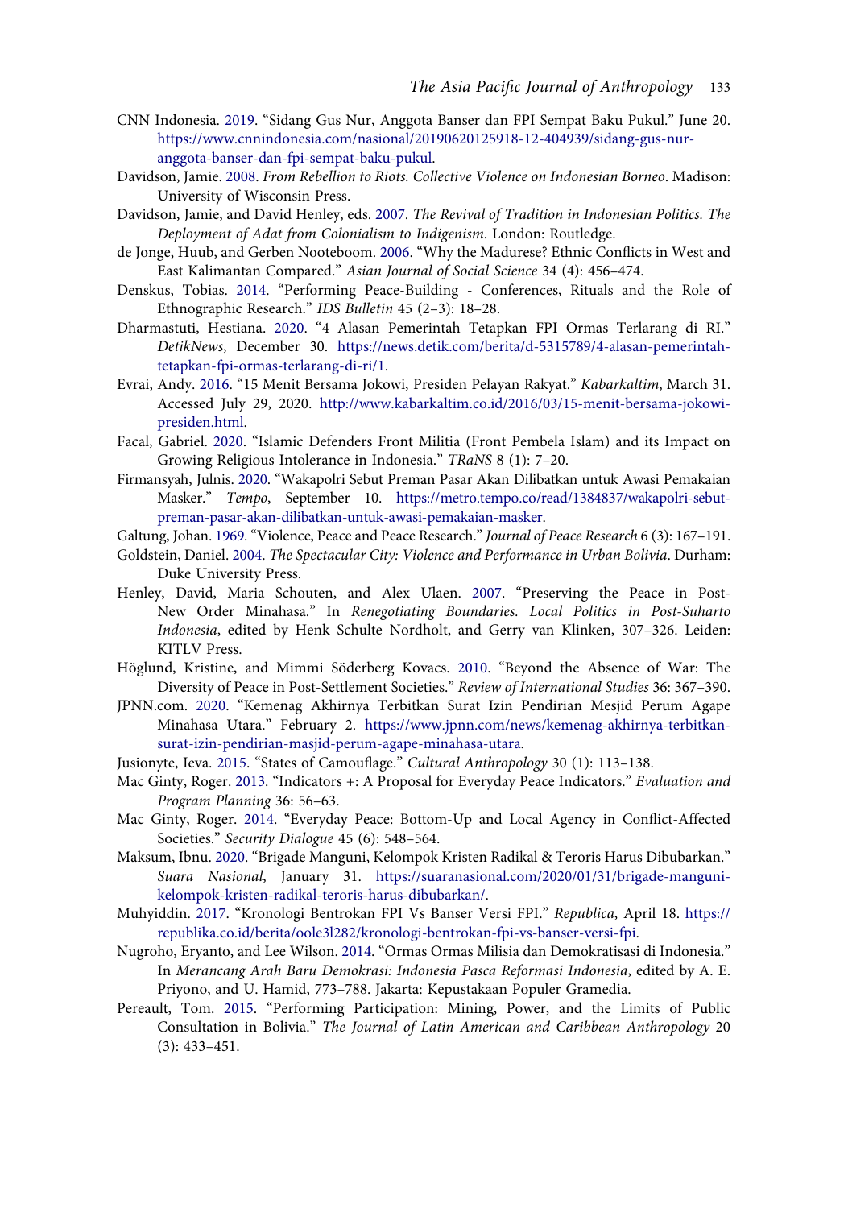CNN Indonesia. 2019. "Sidang Gus Nur, Anggota Banser dan FPI Sempat Baku Pukul." June 20. https://www.cnnindonesia.com/nasional/20190620125918-12-404939/sidang-gus-nur-anggota-banser-dan-fpi-sempat-baku-pukul.

Davidson, Jamie. 2008. *From Rebellion to Riots. Collective Violence on Indonesian Borneo*. Madison: University of Wisconsin Press.

Davidson, Jamie, and David Henley, eds. 2007. *The Revival of Tradition in Indonesian Politics. The Deployment of Adat from Colonialism to Indigenism*. London: Routledge.

de Jonge, Huub, and Gerben Nooteboom. 2006. "Why the Madurese? Ethnic Conflicts in West and East Kalimantan Compared." *Asian Journal of Social Science* 34 (4): 456–474.

Denskus, Tobias. 2014. "Performing Peace-Building - Conferences, Rituals and the Role of Ethnographic Research." *IDS Bulletin* 45 (2–3): 18–28.

Dharmastuti, Hestiana. 2020. "4 Alasan Pemerintah Tetapkan FPI Ormas Terlarang di RI." *DetikNews*, December 30. https://news.detik.com/berita/d-5315789/4-alasan-pemerintah-tetapkan-fpi-ormas-terlarang-di-ri/1.

Evrai, Andy. 2016. "15 Menit Bersama Jokowi, Presiden Pelayan Rakyat." *Kabarkaltim*, March 31. Accessed July 29, 2020. http://www.kabarkaltim.co.id/2016/03/15-menit-bersama-jokowi-presiden.html.

Facal, Gabriel. 2020. "Islamic Defenders Front Militia (Front Pembela Islam) and its Impact on Growing Religious Intolerance in Indonesia." *TRaNS* 8 (1): 7–20.

Firmansyah, Julnis. 2020. "Wakapolri Sebut Preman Pasar Akan Dilibatkan untuk Awasi Pemakaian Masker." *Tempo*, September 10. https://metro.tempo.co/read/1384837/wakapolri-sebut-preman-pasar-akan-dilibatkan-untuk-awasi-pemakaian-masker.

Galtung, Johan. 1969. "Violence, Peace and Peace Research." *Journal of Peace Research* 6 (3): 167–191.

Goldstein, Daniel. 2004. *The Spectacular City: Violence and Performance in Urban Bolivia*. Durham: Duke University Press.

Henley, David, Maria Schouten, and Alex Ulaen. 2007. "Preserving the Peace in Post-New Order Minahasa." In *Renegotiating Boundaries. Local Politics in Post-Suharto Indonesia*, edited by Henk Schulte Nordholt, and Gerry van Klinken, 307–326. Leiden: KITLV Press.

Höglund, Kristine, and Mimmi Söderberg Kovacs. 2010. "Beyond the Absence of War: The Diversity of Peace in Post-Settlement Societies." *Review of International Studies* 36: 367–390.

JPNN.com. 2020. "Kemenag Akhirnya Terbitkan Surat Izin Pendirian Mesjid Perum Agape Minahasa Utara." February 2. https://www.jpnn.com/news/kemenag-akhirnya-terbitkan-surat-izin-pendirian-masjid-perum-agape-minahasa-utara.

Jusionyte, Ieva. 2015. "States of Camouflage." *Cultural Anthropology* 30 (1): 113–138.

Mac Ginty, Roger. 2013. "Indicators +: A Proposal for Everyday Peace Indicators." *Evaluation and Program Planning* 36: 56–63.

Mac Ginty, Roger. 2014. "Everyday Peace: Bottom-Up and Local Agency in Conflict-Affected Societies." *Security Dialogue* 45 (6): 548–564.

Maksum, Ibnu. 2020. "Brigade Manguni, Kelompok Kristen Radikal & Teroris Harus Dibubarkan." *Suara Nasional*, January 31. https://suaranasional.com/2020/01/31/brigade-manguni-kelompok-kristen-radikal-teroris-harus-dibubarkan/.

Muhyiddin. 2017. "Kronologi Bentrokan FPI Vs Banser Versi FPI." *Republica*, April 18. https://republika.co.id/berita/oole3l282/kronologi-bentrokan-fpi-vs-banser-versi-fpi.

Nugroho, Eryanto, and Lee Wilson. 2014. "Ormas Ormas Milisia dan Demokratisasi di Indonesia." In *Merancang Arah Baru Demokrasi: Indonesia Pasca Reformasi Indonesia*, edited by A. E. Priyono, and U. Hamid, 773–788. Jakarta: Kepustakaan Populer Gramedia.

Pereault, Tom. 2015. "Performing Participation: Mining, Power, and the Limits of Public Consultation in Bolivia." *The Journal of Latin American and Caribbean Anthropology* 20 (3): 433–451.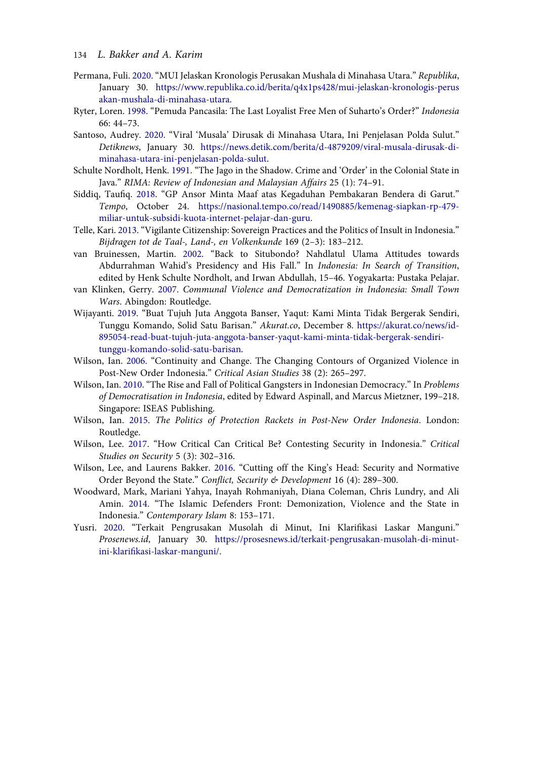Permana, Fuli. 2020. "MUI Jelaskan Kronologis Perusakan Mushala di Minahasa Utara." *Republika*, January 30. https://www.republika.co.id/berita/q4x1ps428/mui-jelaskan-kronologis-perusakan-mushala-di-minahasa-utara.

Ryter, Loren. 1998. "Pemuda Pancasila: The Last Loyalist Free Men of Suharto's Order?" *Indonesia* 66: 44–73.

Santoso, Audrey. 2020. "Viral 'Musala' Dirusak di Minahasa Utara, Ini Penjelasan Polda Sulut." *Detiknews*, January 30. https://news.detik.com/berita/d-4879209/viral-musala-dirusak-di-minahasa-utara-ini-penjelasan-polda-sulut.

Schulte Nordholt, Henk. 1991. "The Jago in the Shadow. Crime and 'Order' in the Colonial State in Java." *RIMA: Review of Indonesian and Malaysian Affairs* 25 (1): 74–91.

Siddiq, Taufiq. 2018. "GP Ansor Minta Maaf atas Kegaduhan Pembakaran Bendera di Garut." *Tempo*, October 24. https://nasional.tempo.co/read/1490885/kemenag-siapkan-rp-479-miliar-untuk-subsidi-kuota-internet-pelajar-dan-guru.

Telle, Kari. 2013. "Vigilante Citizenship: Sovereign Practices and the Politics of Insult in Indonesia." *Bijdragen tot de Taal-, Land-, en Volkenkunde* 169 (2–3): 183–212.

van Bruinessen, Martin. 2002. "Back to Situbondo? Nahdlatul Ulama Attitudes towards Abdurrahman Wahid's Presidency and His Fall." In *Indonesia: In Search of Transition*, edited by Henk Schulte Nordholt, and Irwan Abdullah, 15–46. Yogyakarta: Pustaka Pelajar.

van Klinken, Gerry. 2007. *Communal Violence and Democratization in Indonesia: Small Town Wars*. Abingdon: Routledge.

Wijayanti. 2019. "Buat Tujuh Juta Anggota Banser, Yaqut: Kami Minta Tidak Bergerak Sendiri, Tunggu Komando, Solid Satu Barisan." *Akurat.co*, December 8. https://akurat.co/news/id-895054-read-buat-tujuh-juta-anggota-banser-yaqut-kami-minta-tidak-bergerak-sendiri-tunggu-komando-solid-satu-barisan.

Wilson, Ian. 2006. "Continuity and Change. The Changing Contours of Organized Violence in Post-New Order Indonesia." *Critical Asian Studies* 38 (2): 265–297.

Wilson, Ian. 2010. "The Rise and Fall of Political Gangsters in Indonesian Democracy." In *Problems of Democratisation in Indonesia*, edited by Edward Aspinall, and Marcus Mietzner, 199–218. Singapore: ISEAS Publishing.

Wilson, Ian. 2015. *The Politics of Protection Rackets in Post-New Order Indonesia*. London: Routledge.

Wilson, Lee. 2017. "How Critical Can Critical Be? Contesting Security in Indonesia." *Critical Studies on Security* 5 (3): 302–316.

Wilson, Lee, and Laurens Bakker. 2016. "Cutting off the King's Head: Security and Normative Order Beyond the State." *Conflict, Security & Development* 16 (4): 289–300.

Woodward, Mark, Mariani Yahya, Inayah Rohmaniyah, Diana Coleman, Chris Lundry, and Ali Amin. 2014. "The Islamic Defenders Front: Demonization, Violence and the State in Indonesia." *Contemporary Islam* 8: 153–171.

Yusri. 2020. "Terkait Pengrusakan Musolah di Minut, Ini Klarifikasi Laskar Manguni." *Prosenews.id*, January 30. https://prosesnews.id/terkait-pengrusakan-musolah-di-minut-ini-klarifikasi-laskar-manguni/.